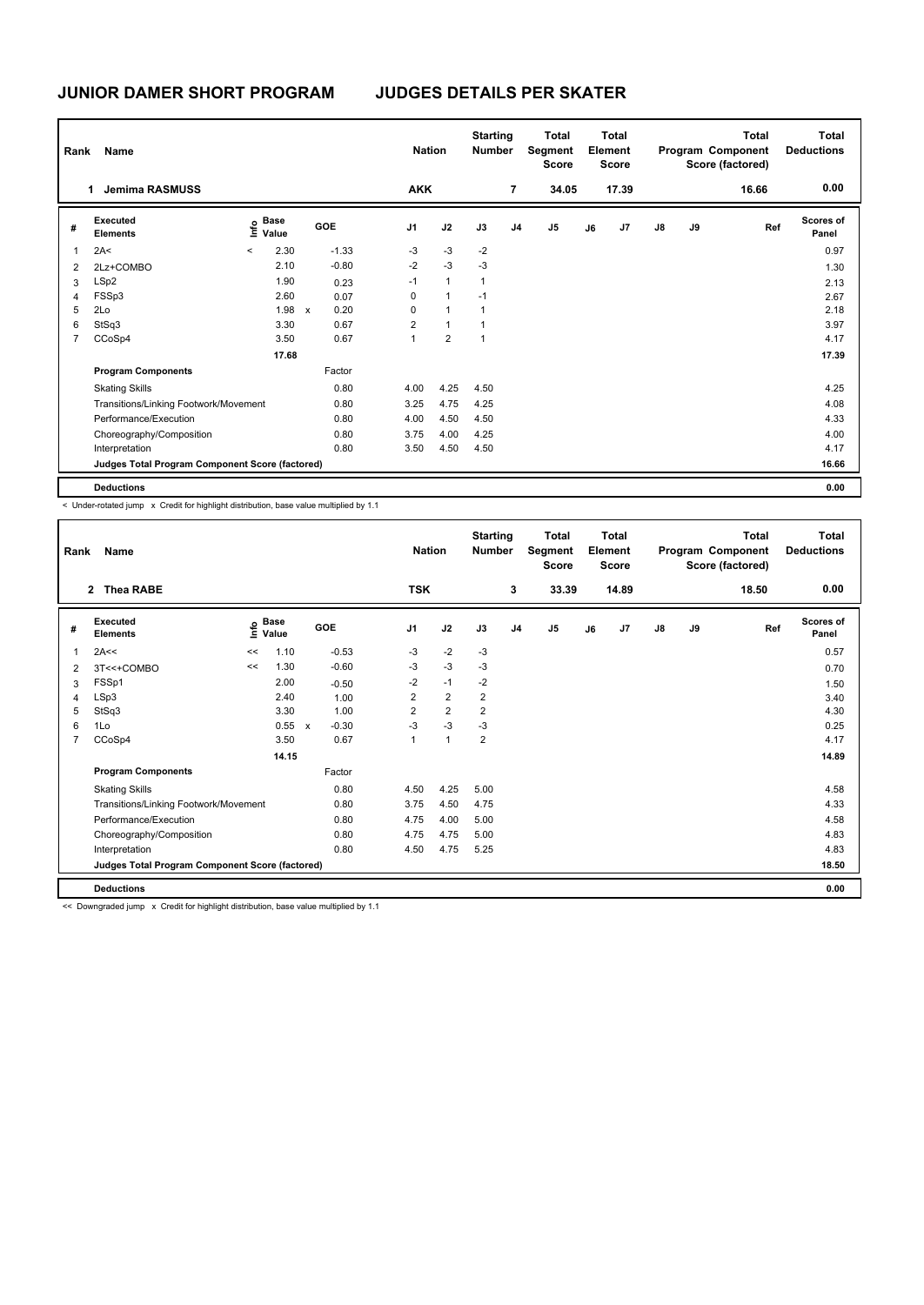# JUNIOR DAMER SHORT PROGRAM — JUDGES DETAILS PER SKATER

| Rank | Name | Nation | Starting Number | Total Segment Score | Total Element Score | Total Program Component Score (factored) | Total Deductions |
|---|---|---|---|---|---|---|---|
| 1 | Jemima RASMUSS | AKK | 7 | 34.05 | 17.39 | 16.66 | 0.00 |

| # | Executed Elements | Info | Base Value | | GOE | J1 | J2 | J3 | J4 | J5 | J6 | J7 | J8 | J9 | Ref | Scores of Panel |
|---|---|---|---|---|---|---|---|---|---|---|---|---|---|---|---|---|
| 1 | 2A< | < | 2.30 | | -1.33 | -3 | -3 | -2 | | | | | | | | 0.97 |
| 2 | 2Lz+COMBO | | 2.10 | | -0.80 | -2 | -3 | -3 | | | | | | | | 1.30 |
| 3 | LSp2 | | 1.90 | | 0.23 | -1 | 1 | 1 | | | | | | | | 2.13 |
| 4 | FSSp3 | | 2.60 | | 0.07 | 0 | 1 | -1 | | | | | | | | 2.67 |
| 5 | 2Lo | | 1.98 | x | 0.20 | 0 | 1 | 1 | | | | | | | | 2.18 |
| 6 | StSq3 | | 3.30 | | 0.67 | 2 | 1 | 1 | | | | | | | | 3.97 |
| 7 | CCoSp4 | | 3.50 | | 0.67 | 1 | 2 | 1 | | | | | | | | 4.17 |
| | | | 17.68 | | | | | | | | | | | | | 17.39 |
| | **Program Components** | | | | Factor | | | | | | | | | | | |
| | Skating Skills | | | | 0.80 | 4.00 | 4.25 | 4.50 | | | | | | | | 4.25 |
| | Transitions/Linking Footwork/Movement | | | | 0.80 | 3.25 | 4.75 | 4.25 | | | | | | | | 4.08 |
| | Performance/Execution | | | | 0.80 | 4.00 | 4.50 | 4.50 | | | | | | | | 4.33 |
| | Choreography/Composition | | | | 0.80 | 3.75 | 4.00 | 4.25 | | | | | | | | 4.00 |
| | Interpretation | | | | 0.80 | 3.50 | 4.50 | 4.50 | | | | | | | | 4.17 |
| | **Judges Total Program Component Score (factored)** | | | | | | | | | | | | | | | 16.66 |
| | **Deductions** | | | | | | | | | | | | | | | 0.00 |

< Under-rotated jump x Credit for highlight distribution, base value multiplied by 1.1

| Rank | Name | Nation | Starting Number | Total Segment Score | Total Element Score | Total Program Component Score (factored) | Total Deductions |
|---|---|---|---|---|---|---|---|
| 2 | Thea RABE | TSK | 3 | 33.39 | 14.89 | 18.50 | 0.00 |

| # | Executed Elements | Info | Base Value | | GOE | J1 | J2 | J3 | J4 | J5 | J6 | J7 | J8 | J9 | Ref | Scores of Panel |
|---|---|---|---|---|---|---|---|---|---|---|---|---|---|---|---|---|
| 1 | 2A<< | << | 1.10 | | -0.53 | -3 | -2 | -3 | | | | | | | | 0.57 |
| 2 | 3T<<+COMBO | << | 1.30 | | -0.60 | -3 | -3 | -3 | | | | | | | | 0.70 |
| 3 | FSSp1 | | 2.00 | | -0.50 | -2 | -1 | -2 | | | | | | | | 1.50 |
| 4 | LSp3 | | 2.40 | | 1.00 | 2 | 2 | 2 | | | | | | | | 3.40 |
| 5 | StSq3 | | 3.30 | | 1.00 | 2 | 2 | 2 | | | | | | | | 4.30 |
| 6 | 1Lo | | 0.55 | x | -0.30 | -3 | -3 | -3 | | | | | | | | 0.25 |
| 7 | CCoSp4 | | 3.50 | | 0.67 | 1 | 1 | 2 | | | | | | | | 4.17 |
| | | | 14.15 | | | | | | | | | | | | | 14.89 |
| | **Program Components** | | | | Factor | | | | | | | | | | | |
| | Skating Skills | | | | 0.80 | 4.50 | 4.25 | 5.00 | | | | | | | | 4.58 |
| | Transitions/Linking Footwork/Movement | | | | 0.80 | 3.75 | 4.50 | 4.75 | | | | | | | | 4.33 |
| | Performance/Execution | | | | 0.80 | 4.75 | 4.00 | 5.00 | | | | | | | | 4.58 |
| | Choreography/Composition | | | | 0.80 | 4.75 | 4.75 | 5.00 | | | | | | | | 4.83 |
| | Interpretation | | | | 0.80 | 4.50 | 4.75 | 5.25 | | | | | | | | 4.83 |
| | **Judges Total Program Component Score (factored)** | | | | | | | | | | | | | | | 18.50 |
| | **Deductions** | | | | | | | | | | | | | | | 0.00 |

<< Downgraded jump x Credit for highlight distribution, base value multiplied by 1.1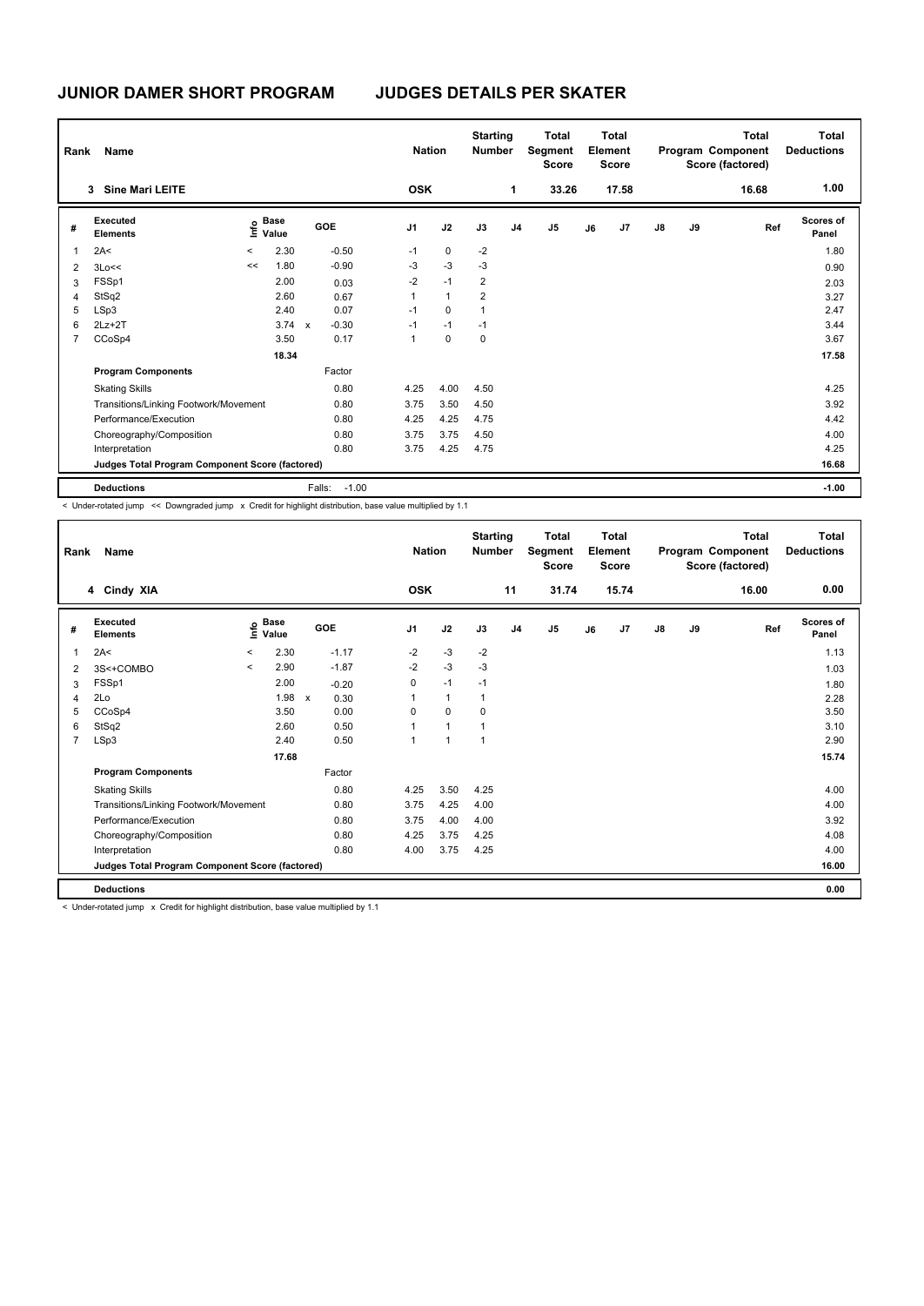# JUNIOR DAMER SHORT PROGRAM — JUDGES DETAILS PER SKATER

| Rank | Name | Nation | Starting Number | Total Segment Score | Total Element Score | Total Program Component Score (factored) | Total Deductions |
|---|---|---|---|---|---|---|---|
| 3 | Sine Mari LEITE | OSK | 1 | 33.26 | 17.58 | 16.68 | 1.00 |

| # | Executed Elements | Info | Base Value | | GOE | J1 | J2 | J3 | J4 | J5 | J6 | J7 | J8 | J9 | Ref | Scores of Panel |
|---|---|---|---|---|---|---|---|---|---|---|---|---|---|---|---|---|
| 1 | 2A< | < | 2.30 | | -0.50 | -1 | 0 | -2 | | | | | | | | 1.80 |
| 2 | 3Lo<< | << | 1.80 | | -0.90 | -3 | -3 | -3 | | | | | | | | 0.90 |
| 3 | FSSp1 | | 2.00 | | 0.03 | -2 | -1 | 2 | | | | | | | | 2.03 |
| 4 | StSq2 | | 2.60 | | 0.67 | 1 | 1 | 2 | | | | | | | | 3.27 |
| 5 | LSp3 | | 2.40 | | 0.07 | -1 | 0 | 1 | | | | | | | | 2.47 |
| 6 | 2Lz+2T | | 3.74 | x | -0.30 | -1 | -1 | -1 | | | | | | | | 3.44 |
| 7 | CCoSp4 | | 3.50 | | 0.17 | 1 | 0 | 0 | | | | | | | | 3.67 |
| | | | 18.34 | | | | | | | | | | | | | 17.58 |

| Program Components | Factor | J1 | J2 | J3 | J4 | J5 | J6 | J7 | J8 | J9 | Scores of Panel |
|---|---|---|---|---|---|---|---|---|---|---|---|
| Skating Skills | 0.80 | 4.25 | 4.00 | 4.50 | | | | | | | 4.25 |
| Transitions/Linking Footwork/Movement | 0.80 | 3.75 | 3.50 | 4.50 | | | | | | | 3.92 |
| Performance/Execution | 0.80 | 4.25 | 4.25 | 4.75 | | | | | | | 4.42 |
| Choreography/Composition | 0.80 | 3.75 | 3.75 | 4.50 | | | | | | | 4.00 |
| Interpretation | 0.80 | 3.75 | 4.25 | 4.75 | | | | | | | 4.25 |
| Judges Total Program Component Score (factored) | | | | | | | | | | | 16.68 |

| Deductions | Falls: -1.00 | -1.00 |
|---|---|---|

< Under-rotated jump << Downgraded jump x Credit for highlight distribution, base value multiplied by 1.1

| Rank | Name | Nation | Starting Number | Total Segment Score | Total Element Score | Total Program Component Score (factored) | Total Deductions |
|---|---|---|---|---|---|---|---|
| 4 | Cindy XIA | OSK | 11 | 31.74 | 15.74 | 16.00 | 0.00 |

| # | Executed Elements | Info | Base Value | | GOE | J1 | J2 | J3 | J4 | J5 | J6 | J7 | J8 | J9 | Ref | Scores of Panel |
|---|---|---|---|---|---|---|---|---|---|---|---|---|---|---|---|---|
| 1 | 2A< | < | 2.30 | | -1.17 | -2 | -3 | -2 | | | | | | | | 1.13 |
| 2 | 3S<+COMBO | < | 2.90 | | -1.87 | -2 | -3 | -3 | | | | | | | | 1.03 |
| 3 | FSSp1 | | 2.00 | | -0.20 | 0 | -1 | -1 | | | | | | | | 1.80 |
| 4 | 2Lo | | 1.98 | x | 0.30 | 1 | 1 | 1 | | | | | | | | 2.28 |
| 5 | CCoSp4 | | 3.50 | | 0.00 | 0 | 0 | 0 | | | | | | | | 3.50 |
| 6 | StSq2 | | 2.60 | | 0.50 | 1 | 1 | 1 | | | | | | | | 3.10 |
| 7 | LSp3 | | 2.40 | | 0.50 | 1 | 1 | 1 | | | | | | | | 2.90 |
| | | | 17.68 | | | | | | | | | | | | | 15.74 |

| Program Components | Factor | J1 | J2 | J3 | J4 | J5 | J6 | J7 | J8 | J9 | Scores of Panel |
|---|---|---|---|---|---|---|---|---|---|---|---|
| Skating Skills | 0.80 | 4.25 | 3.50 | 4.25 | | | | | | | 4.00 |
| Transitions/Linking Footwork/Movement | 0.80 | 3.75 | 4.25 | 4.00 | | | | | | | 4.00 |
| Performance/Execution | 0.80 | 3.75 | 4.00 | 4.00 | | | | | | | 3.92 |
| Choreography/Composition | 0.80 | 4.25 | 3.75 | 4.25 | | | | | | | 4.08 |
| Interpretation | 0.80 | 4.00 | 3.75 | 4.25 | | | | | | | 4.00 |
| Judges Total Program Component Score (factored) | | | | | | | | | | | 16.00 |

| Deductions | | 0.00 |
|---|---|---|

< Under-rotated jump x Credit for highlight distribution, base value multiplied by 1.1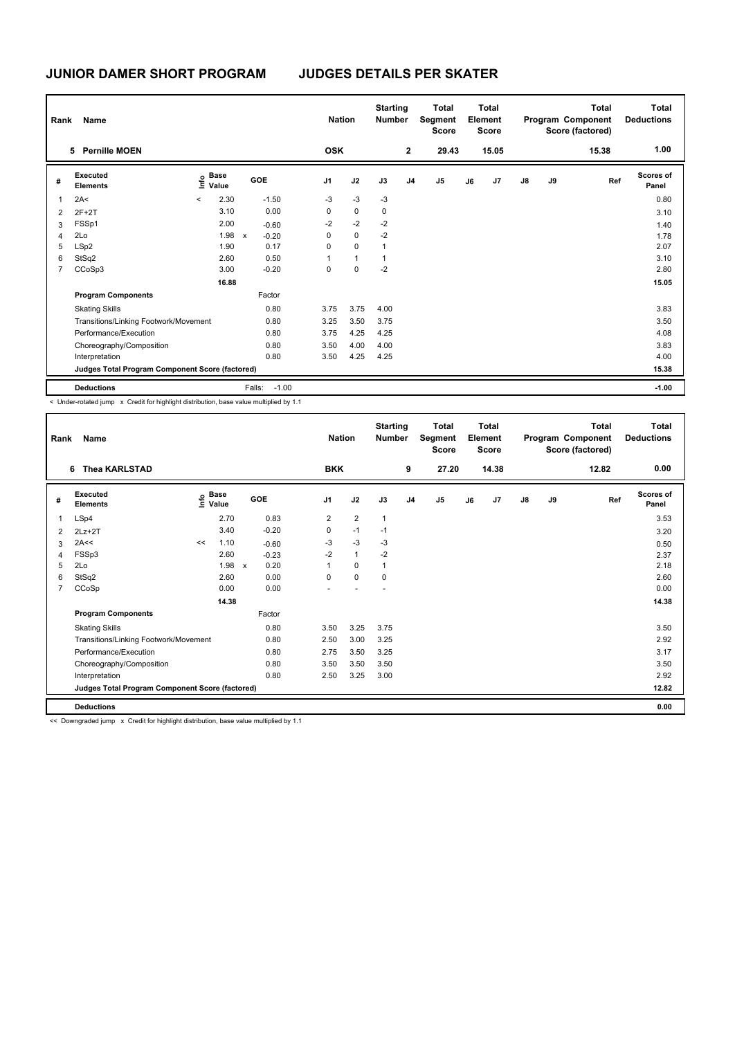# JUNIOR DAMER SHORT PROGRAM — JUDGES DETAILS PER SKATER

| Rank | Name | Nation | Starting Number | Total Segment Score | Total Element Score | Total Program Component Score (factored) | Total Deductions |
|---|---|---|---|---|---|---|---|
| 5 | Pernille MOEN | OSK | 2 | 29.43 | 15.05 | 15.38 | 1.00 |

| # | Executed Elements | Info | Base Value | | GOE | J1 | J2 | J3 | J4 | J5 | J6 | J7 | J8 | J9 | Ref | Scores of Panel |
|---|---|---|---|---|---|---|---|---|---|---|---|---|---|---|---|---|
| 1 | 2A< | < | 2.30 | | -1.50 | -3 | -3 | -3 | | | | | | | | 0.80 |
| 2 | 2F+2T | | 3.10 | | 0.00 | 0 | 0 | 0 | | | | | | | | 3.10 |
| 3 | FSSp1 | | 2.00 | | -0.60 | -2 | -2 | -2 | | | | | | | | 1.40 |
| 4 | 2Lo | | 1.98 | x | -0.20 | 0 | 0 | -2 | | | | | | | | 1.78 |
| 5 | LSp2 | | 1.90 | | 0.17 | 0 | 0 | 1 | | | | | | | | 2.07 |
| 6 | StSq2 | | 2.60 | | 0.50 | 1 | 1 | 1 | | | | | | | | 3.10 |
| 7 | CCoSp3 | | 3.00 | | -0.20 | 0 | 0 | -2 | | | | | | | | 2.80 |
| | | | 16.88 | | | | | | | | | | | | | 15.05 |
| | **Program Components** | | | | Factor | | | | | | | | | | | |
| | Skating Skills | | | | 0.80 | 3.75 | 3.75 | 4.00 | | | | | | | | 3.83 |
| | Transitions/Linking Footwork/Movement | | | | 0.80 | 3.25 | 3.50 | 3.75 | | | | | | | | 3.50 |
| | Performance/Execution | | | | 0.80 | 3.75 | 4.25 | 4.25 | | | | | | | | 4.08 |
| | Choreography/Composition | | | | 0.80 | 3.50 | 4.00 | 4.00 | | | | | | | | 3.83 |
| | Interpretation | | | | 0.80 | 3.50 | 4.25 | 4.25 | | | | | | | | 4.00 |
| | **Judges Total Program Component Score (factored)** | | | | | | | | | | | | | | | 15.38 |
| | **Deductions** | | | | Falls: -1.00 | | | | | | | | | | | -1.00 |

< Under-rotated jump x Credit for highlight distribution, base value multiplied by 1.1

| Rank | Name | Nation | Starting Number | Total Segment Score | Total Element Score | Total Program Component Score (factored) | Total Deductions |
|---|---|---|---|---|---|---|---|
| 6 | Thea KARLSTAD | BKK | 9 | 27.20 | 14.38 | 12.82 | 0.00 |

| # | Executed Elements | Info | Base Value | | GOE | J1 | J2 | J3 | J4 | J5 | J6 | J7 | J8 | J9 | Ref | Scores of Panel |
|---|---|---|---|---|---|---|---|---|---|---|---|---|---|---|---|---|
| 1 | LSp4 | | 2.70 | | 0.83 | 2 | 2 | 1 | | | | | | | | 3.53 |
| 2 | 2Lz+2T | | 3.40 | | -0.20 | 0 | -1 | -1 | | | | | | | | 3.20 |
| 3 | 2A<< | << | 1.10 | | -0.60 | -3 | -3 | -3 | | | | | | | | 0.50 |
| 4 | FSSp3 | | 2.60 | | -0.23 | -2 | 1 | -2 | | | | | | | | 2.37 |
| 5 | 2Lo | | 1.98 | x | 0.20 | 1 | 0 | 1 | | | | | | | | 2.18 |
| 6 | StSq2 | | 2.60 | | 0.00 | 0 | 0 | 0 | | | | | | | | 2.60 |
| 7 | CCoSp | | 0.00 | | 0.00 | - | - | - | | | | | | | | 0.00 |
| | | | 14.38 | | | | | | | | | | | | | 14.38 |
| | **Program Components** | | | | Factor | | | | | | | | | | | |
| | Skating Skills | | | | 0.80 | 3.50 | 3.25 | 3.75 | | | | | | | | 3.50 |
| | Transitions/Linking Footwork/Movement | | | | 0.80 | 2.50 | 3.00 | 3.25 | | | | | | | | 2.92 |
| | Performance/Execution | | | | 0.80 | 2.75 | 3.50 | 3.25 | | | | | | | | 3.17 |
| | Choreography/Composition | | | | 0.80 | 3.50 | 3.50 | 3.50 | | | | | | | | 3.50 |
| | Interpretation | | | | 0.80 | 2.50 | 3.25 | 3.00 | | | | | | | | 2.92 |
| | **Judges Total Program Component Score (factored)** | | | | | | | | | | | | | | | 12.82 |
| | **Deductions** | | | | | | | | | | | | | | | 0.00 |

<< Downgraded jump x Credit for highlight distribution, base value multiplied by 1.1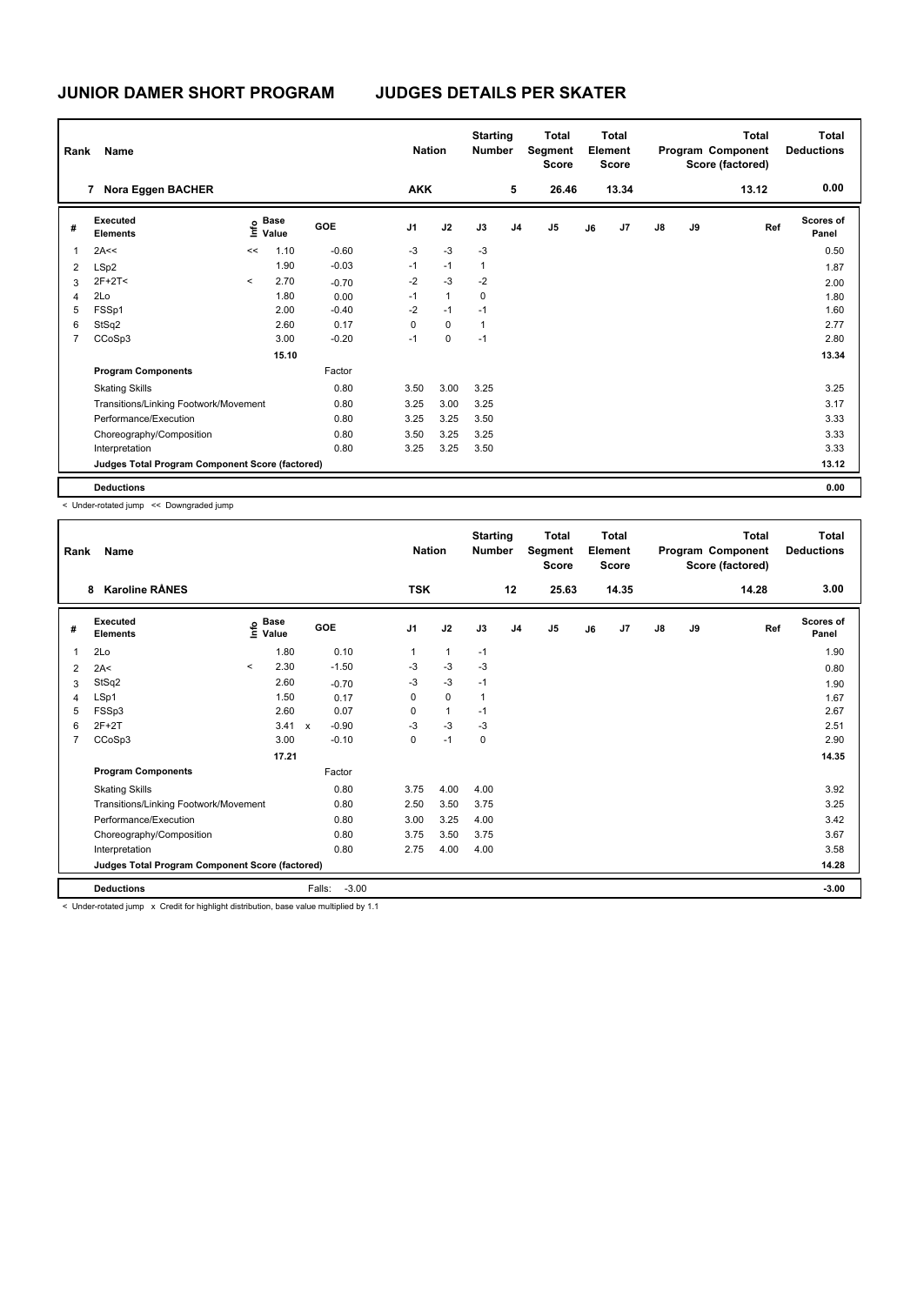# JUNIOR DAMER SHORT PROGRAM JUDGES DETAILS PER SKATER

| Rank | Name | Nation | Starting Number | Total Segment Score | Total Element Score | Total Program Component Score (factored) | Total Deductions |
|---|---|---|---|---|---|---|---|
| 7 | Nora Eggen BACHER | AKK | 5 | 26.46 | 13.34 | 13.12 | 0.00 |

| # | Executed Elements | Info | Base Value | | GOE | J1 | J2 | J3 | J4 | J5 | J6 | J7 | J8 | J9 | Ref | Scores of Panel |
|---|---|---|---|---|---|---|---|---|---|---|---|---|---|---|---|---|
| 1 | 2A<< | << | 1.10 | | -0.60 | -3 | -3 | -3 | | | | | | | | 0.50 |
| 2 | LSp2 | | 1.90 | | -0.03 | -1 | -1 | 1 | | | | | | | | 1.87 |
| 3 | 2F+2T< | < | 2.70 | | -0.70 | -2 | -3 | -2 | | | | | | | | 2.00 |
| 4 | 2Lo | | 1.80 | | 0.00 | -1 | 1 | 0 | | | | | | | | 1.80 |
| 5 | FSSp1 | | 2.00 | | -0.40 | -2 | -1 | -1 | | | | | | | | 1.60 |
| 6 | StSq2 | | 2.60 | | 0.17 | 0 | 0 | 1 | | | | | | | | 2.77 |
| 7 | CCoSp3 | | 3.00 | | -0.20 | -1 | 0 | -1 | | | | | | | | 2.80 |
| | | | 15.10 | | | | | | | | | | | | | 13.34 |
| | **Program Components** | | | | Factor | | | | | | | | | | | |
| | Skating Skills | | | | 0.80 | 3.50 | 3.00 | 3.25 | | | | | | | | 3.25 |
| | Transitions/Linking Footwork/Movement | | | | 0.80 | 3.25 | 3.00 | 3.25 | | | | | | | | 3.17 |
| | Performance/Execution | | | | 0.80 | 3.25 | 3.25 | 3.50 | | | | | | | | 3.33 |
| | Choreography/Composition | | | | 0.80 | 3.50 | 3.25 | 3.25 | | | | | | | | 3.33 |
| | Interpretation | | | | 0.80 | 3.25 | 3.25 | 3.50 | | | | | | | | 3.33 |
| | Judges Total Program Component Score (factored) | | | | | | | | | | | | | | | 13.12 |
| | **Deductions** | | | | | | | | | | | | | | | 0.00 |

< Under-rotated jump << Downgraded jump

| Rank | Name | Nation | Starting Number | Total Segment Score | Total Element Score | Total Program Component Score (factored) | Total Deductions |
|---|---|---|---|---|---|---|---|
| 8 | Karoline RÅNES | TSK | 12 | 25.63 | 14.35 | 14.28 | 3.00 |

| # | Executed Elements | Info | Base Value | | GOE | J1 | J2 | J3 | J4 | J5 | J6 | J7 | J8 | J9 | Ref | Scores of Panel |
|---|---|---|---|---|---|---|---|---|---|---|---|---|---|---|---|---|
| 1 | 2Lo | | 1.80 | | 0.10 | 1 | 1 | -1 | | | | | | | | 1.90 |
| 2 | 2A< | < | 2.30 | | -1.50 | -3 | -3 | -3 | | | | | | | | 0.80 |
| 3 | StSq2 | | 2.60 | | -0.70 | -3 | -3 | -1 | | | | | | | | 1.90 |
| 4 | LSp1 | | 1.50 | | 0.17 | 0 | 0 | 1 | | | | | | | | 1.67 |
| 5 | FSSp3 | | 2.60 | | 0.07 | 0 | 1 | -1 | | | | | | | | 2.67 |
| 6 | 2F+2T | | 3.41 | x | -0.90 | -3 | -3 | -3 | | | | | | | | 2.51 |
| 7 | CCoSp3 | | 3.00 | | -0.10 | 0 | -1 | 0 | | | | | | | | 2.90 |
| | | | 17.21 | | | | | | | | | | | | | 14.35 |
| | **Program Components** | | | | Factor | | | | | | | | | | | |
| | Skating Skills | | | | 0.80 | 3.75 | 4.00 | 4.00 | | | | | | | | 3.92 |
| | Transitions/Linking Footwork/Movement | | | | 0.80 | 2.50 | 3.50 | 3.75 | | | | | | | | 3.25 |
| | Performance/Execution | | | | 0.80 | 3.00 | 3.25 | 4.00 | | | | | | | | 3.42 |
| | Choreography/Composition | | | | 0.80 | 3.75 | 3.50 | 3.75 | | | | | | | | 3.67 |
| | Interpretation | | | | 0.80 | 2.75 | 4.00 | 4.00 | | | | | | | | 3.58 |
| | Judges Total Program Component Score (factored) | | | | | | | | | | | | | | | 14.28 |
| | **Deductions** | | | Falls: | -3.00 | | | | | | | | | | | -3.00 |

< Under-rotated jump x Credit for highlight distribution, base value multiplied by 1.1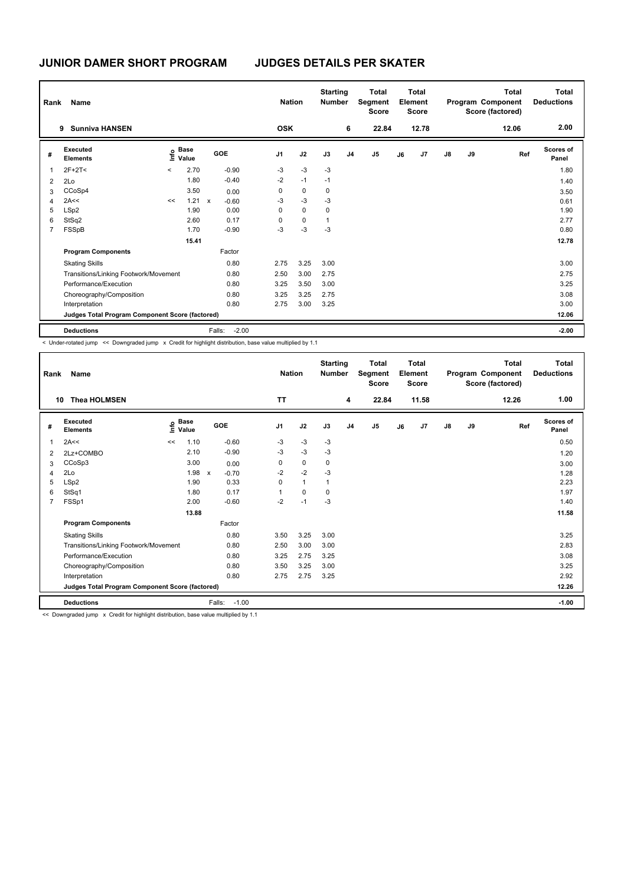# JUNIOR DAMER SHORT PROGRAM JUDGES DETAILS PER SKATER

| Rank | Name | Nation | Starting Number | Total Segment Score | Total Element Score | Total Program Component Score (factored) | Total Deductions |
|---|---|---|---|---|---|---|---|
| 9 | Sunniva HANSEN | OSK | 6 | 22.84 | 12.78 | 12.06 | 2.00 |

| # | Executed Elements | Info | Base Value | | GOE | J1 | J2 | J3 | J4 | J5 | J6 | J7 | J8 | J9 | Ref | Scores of Panel |
|---|---|---|---|---|---|---|---|---|---|---|---|---|---|---|---|---|
| 1 | 2F+2T< | < | 2.70 | | -0.90 | -3 | -3 | -3 | | | | | | | | 1.80 |
| 2 | 2Lo | | 1.80 | | -0.40 | -2 | -1 | -1 | | | | | | | | 1.40 |
| 3 | CCoSp4 | | 3.50 | | 0.00 | 0 | 0 | 0 | | | | | | | | 3.50 |
| 4 | 2A<< | << | 1.21 | x | -0.60 | -3 | -3 | -3 | | | | | | | | 0.61 |
| 5 | LSp2 | | 1.90 | | 0.00 | 0 | 0 | 0 | | | | | | | | 1.90 |
| 6 | StSq2 | | 2.60 | | 0.17 | 0 | 0 | 1 | | | | | | | | 2.77 |
| 7 | FSSpB | | 1.70 | | -0.90 | -3 | -3 | -3 | | | | | | | | 0.80 |
| | | | 15.41 | | | | | | | | | | | | | 12.78 |
| | **Program Components** | | | | Factor | | | | | | | | | | | |
| | Skating Skills | | | | 0.80 | 2.75 | 3.25 | 3.00 | | | | | | | | 3.00 |
| | Transitions/Linking Footwork/Movement | | | | 0.80 | 2.50 | 3.00 | 2.75 | | | | | | | | 2.75 |
| | Performance/Execution | | | | 0.80 | 3.25 | 3.50 | 3.00 | | | | | | | | 3.25 |
| | Choreography/Composition | | | | 0.80 | 3.25 | 3.25 | 2.75 | | | | | | | | 3.08 |
| | Interpretation | | | | 0.80 | 2.75 | 3.00 | 3.25 | | | | | | | | 3.00 |
| | **Judges Total Program Component Score (factored)** | | | | | | | | | | | | | | | 12.06 |
| | **Deductions** | | | | Falls: -2.00 | | | | | | | | | | | -2.00 |

< Under-rotated jump << Downgraded jump x Credit for highlight distribution, base value multiplied by 1.1

| Rank | Name | Nation | Starting Number | Total Segment Score | Total Element Score | Total Program Component Score (factored) | Total Deductions |
|---|---|---|---|---|---|---|---|
| 10 | Thea HOLMSEN | TT | 4 | 22.84 | 11.58 | 12.26 | 1.00 |

| # | Executed Elements | Info | Base Value | | GOE | J1 | J2 | J3 | J4 | J5 | J6 | J7 | J8 | J9 | Ref | Scores of Panel |
|---|---|---|---|---|---|---|---|---|---|---|---|---|---|---|---|---|
| 1 | 2A<< | << | 1.10 | | -0.60 | -3 | -3 | -3 | | | | | | | | 0.50 |
| 2 | 2Lz+COMBO | | 2.10 | | -0.90 | -3 | -3 | -3 | | | | | | | | 1.20 |
| 3 | CCoSp3 | | 3.00 | | 0.00 | 0 | 0 | 0 | | | | | | | | 3.00 |
| 4 | 2Lo | | 1.98 | x | -0.70 | -2 | -2 | -3 | | | | | | | | 1.28 |
| 5 | LSp2 | | 1.90 | | 0.33 | 0 | 1 | 1 | | | | | | | | 2.23 |
| 6 | StSq1 | | 1.80 | | 0.17 | 1 | 0 | 0 | | | | | | | | 1.97 |
| 7 | FSSp1 | | 2.00 | | -0.60 | -2 | -1 | -3 | | | | | | | | 1.40 |
| | | | 13.88 | | | | | | | | | | | | | 11.58 |
| | **Program Components** | | | | Factor | | | | | | | | | | | |
| | Skating Skills | | | | 0.80 | 3.50 | 3.25 | 3.00 | | | | | | | | 3.25 |
| | Transitions/Linking Footwork/Movement | | | | 0.80 | 2.50 | 3.00 | 3.00 | | | | | | | | 2.83 |
| | Performance/Execution | | | | 0.80 | 3.25 | 2.75 | 3.25 | | | | | | | | 3.08 |
| | Choreography/Composition | | | | 0.80 | 3.50 | 3.25 | 3.00 | | | | | | | | 3.25 |
| | Interpretation | | | | 0.80 | 2.75 | 2.75 | 3.25 | | | | | | | | 2.92 |
| | **Judges Total Program Component Score (factored)** | | | | | | | | | | | | | | | 12.26 |
| | **Deductions** | | | | Falls: -1.00 | | | | | | | | | | | -1.00 |

<< Downgraded jump x Credit for highlight distribution, base value multiplied by 1.1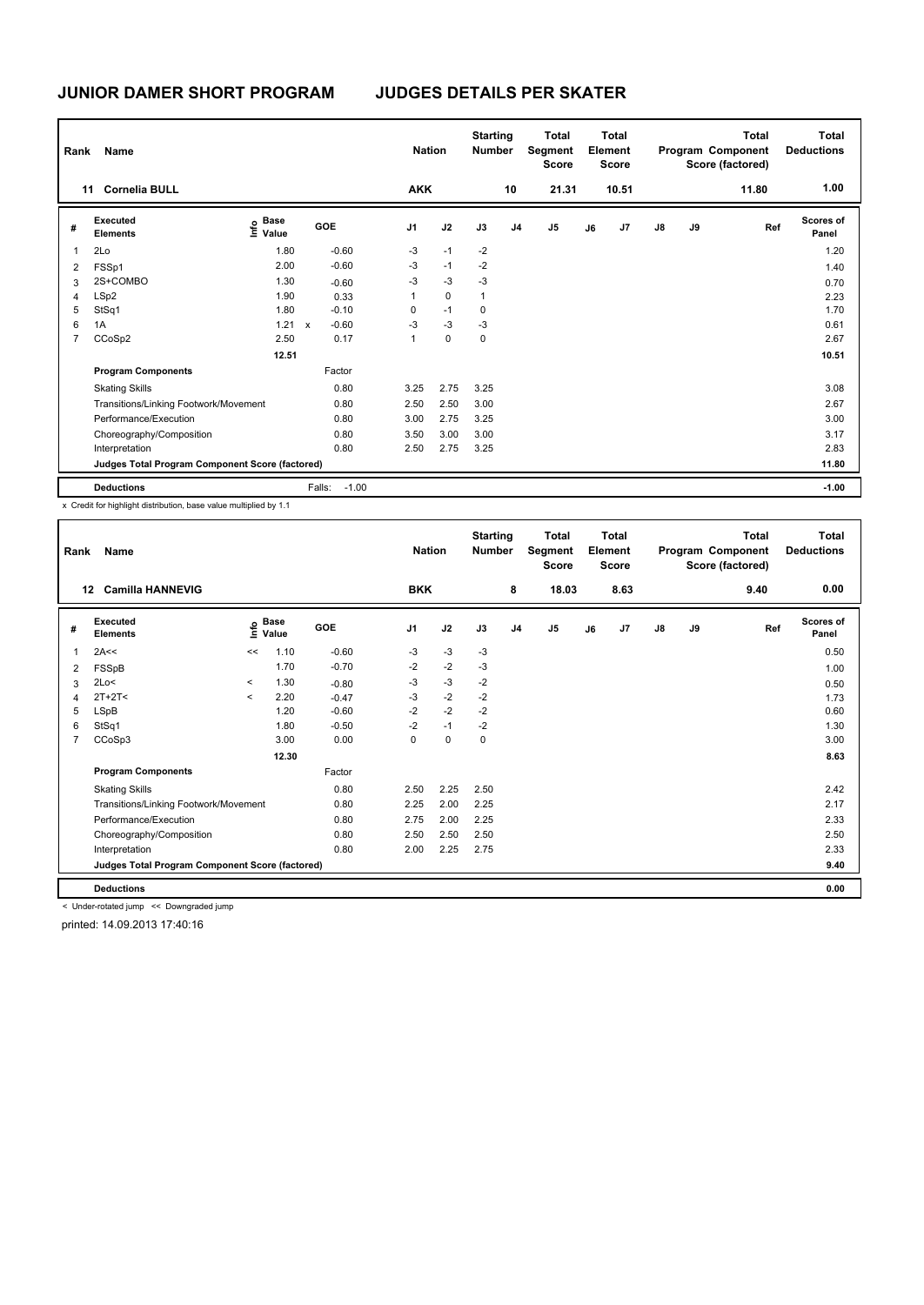# JUNIOR DAMER SHORT PROGRAM — JUDGES DETAILS PER SKATER

| Rank | Name | Nation | Starting Number | Total Segment Score | Total Element Score | Total Program Component Score (factored) | Total Deductions |
|---|---|---|---|---|---|---|---|
| 11 | Cornelia BULL | AKK | 10 | 21.31 | 10.51 | 11.80 | 1.00 |

| # | Executed Elements | Info | Base Value | | GOE | J1 | J2 | J3 | J4 | J5 | J6 | J7 | J8 | J9 | Ref | Scores of Panel |
|---|---|---|---|---|---|---|---|---|---|---|---|---|---|---|---|---|
| 1 | 2Lo | | 1.80 | | -0.60 | -3 | -1 | -2 | | | | | | | | 1.20 |
| 2 | FSSp1 | | 2.00 | | -0.60 | -3 | -1 | -2 | | | | | | | | 1.40 |
| 3 | 2S+COMBO | | 1.30 | | -0.60 | -3 | -3 | -3 | | | | | | | | 0.70 |
| 4 | LSp2 | | 1.90 | | 0.33 | 1 | 0 | 1 | | | | | | | | 2.23 |
| 5 | StSq1 | | 1.80 | | -0.10 | 0 | -1 | 0 | | | | | | | | 1.70 |
| 6 | 1A | | 1.21 | x | -0.60 | -3 | -3 | -3 | | | | | | | | 0.61 |
| 7 | CCoSp2 | | 2.50 | | 0.17 | 1 | 0 | 0 | | | | | | | | 2.67 |
| | | | 12.51 | | | | | | | | | | | | | 10.51 |
| | **Program Components** | | | | Factor | | | | | | | | | | | |
| | Skating Skills | | | | 0.80 | 3.25 | 2.75 | 3.25 | | | | | | | | 3.08 |
| | Transitions/Linking Footwork/Movement | | | | 0.80 | 2.50 | 2.50 | 3.00 | | | | | | | | 2.67 |
| | Performance/Execution | | | | 0.80 | 3.00 | 2.75 | 3.25 | | | | | | | | 3.00 |
| | Choreography/Composition | | | | 0.80 | 3.50 | 3.00 | 3.00 | | | | | | | | 3.17 |
| | Interpretation | | | | 0.80 | 2.50 | 2.75 | 3.25 | | | | | | | | 2.83 |
| | **Judges Total Program Component Score (factored)** | | | | | | | | | | | | | | | 11.80 |
| | **Deductions** | | | Falls: | -1.00 | | | | | | | | | | | -1.00 |

x Credit for highlight distribution, base value multiplied by 1.1

| Rank | Name | Nation | Starting Number | Total Segment Score | Total Element Score | Total Program Component Score (factored) | Total Deductions |
|---|---|---|---|---|---|---|---|
| 12 | Camilla HANNEVIG | BKK | 8 | 18.03 | 8.63 | 9.40 | 0.00 |

| # | Executed Elements | Info | Base Value | GOE | J1 | J2 | J3 | J4 | J5 | J6 | J7 | J8 | J9 | Ref | Scores of Panel |
|---|---|---|---|---|---|---|---|---|---|---|---|---|---|---|---|
| 1 | 2A<< | << | 1.10 | -0.60 | -3 | -3 | -3 | | | | | | | | 0.50 |
| 2 | FSSpB | | 1.70 | -0.70 | -2 | -2 | -3 | | | | | | | | 1.00 |
| 3 | 2Lo< | < | 1.30 | -0.80 | -3 | -3 | -2 | | | | | | | | 0.50 |
| 4 | 2T+2T< | < | 2.20 | -0.47 | -3 | -2 | -2 | | | | | | | | 1.73 |
| 5 | LSpB | | 1.20 | -0.60 | -2 | -2 | -2 | | | | | | | | 0.60 |
| 6 | StSq1 | | 1.80 | -0.50 | -2 | -1 | -2 | | | | | | | | 1.30 |
| 7 | CCoSp3 | | 3.00 | 0.00 | 0 | 0 | 0 | | | | | | | | 3.00 |
| | | | 12.30 | | | | | | | | | | | | 8.63 |
| | **Program Components** | | | Factor | | | | | | | | | | | |
| | Skating Skills | | | 0.80 | 2.50 | 2.25 | 2.50 | | | | | | | | 2.42 |
| | Transitions/Linking Footwork/Movement | | | 0.80 | 2.25 | 2.00 | 2.25 | | | | | | | | 2.17 |
| | Performance/Execution | | | 0.80 | 2.75 | 2.00 | 2.25 | | | | | | | | 2.33 |
| | Choreography/Composition | | | 0.80 | 2.50 | 2.50 | 2.50 | | | | | | | | 2.50 |
| | Interpretation | | | 0.80 | 2.00 | 2.25 | 2.75 | | | | | | | | 2.33 |
| | **Judges Total Program Component Score (factored)** | | | | | | | | | | | | | | 9.40 |
| | **Deductions** | | | | | | | | | | | | | | 0.00 |

< Under-rotated jump << Downgraded jump

printed: 14.09.2013 17:40:16